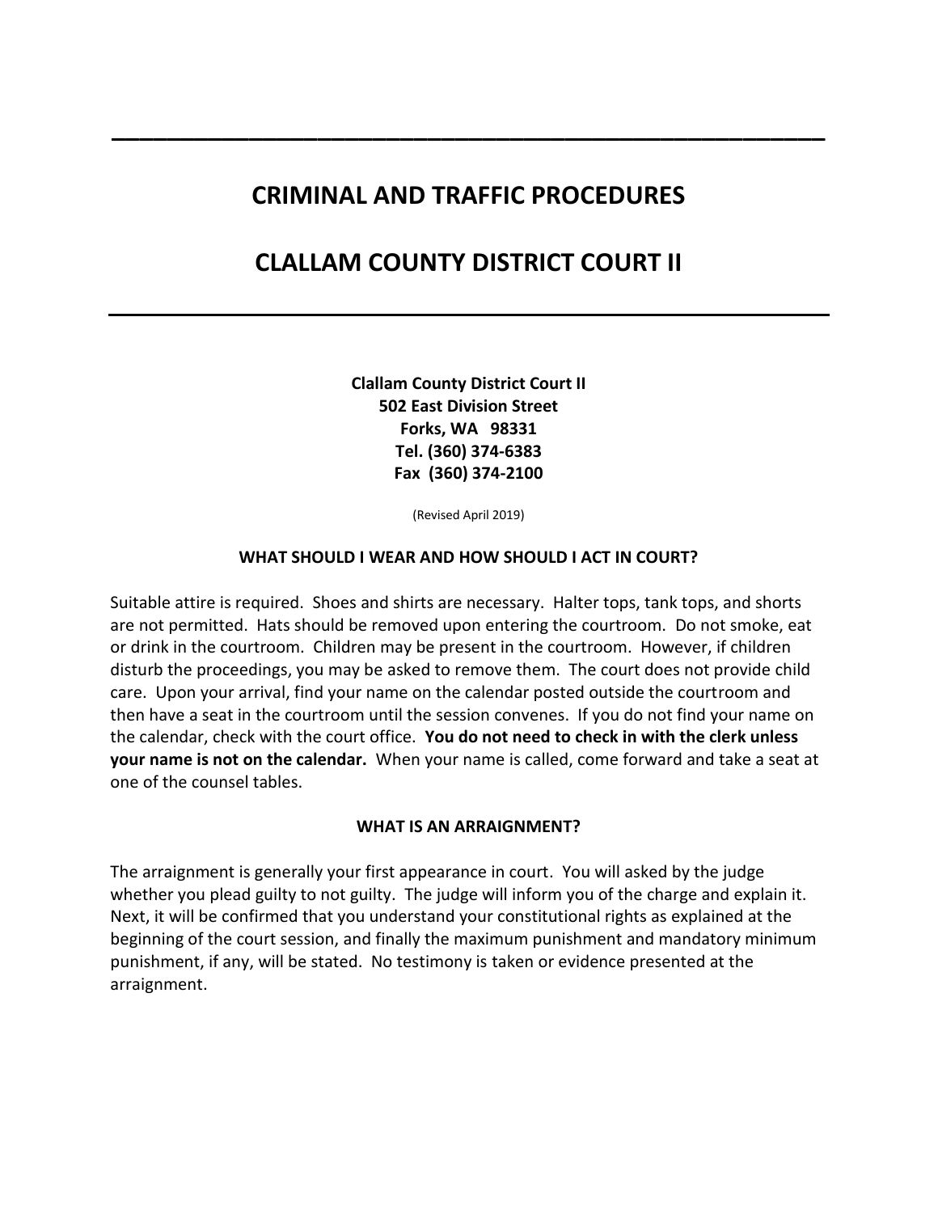# CRIMINAL AND TRAFFIC PROCEDURES

# CLALLAM COUNTY DISTRICT COURT II

**Clallam County District Court II**
**502 East Division Street**
**Forks, WA 98331**
**Tel. (360) 374-6383**
**Fax (360) 374-2100**

(Revised April 2019)

### WHAT SHOULD I WEAR AND HOW SHOULD I ACT IN COURT?

Suitable attire is required. Shoes and shirts are necessary. Halter tops, tank tops, and shorts are not permitted. Hats should be removed upon entering the courtroom. Do not smoke, eat or drink in the courtroom. Children may be present in the courtroom. However, if children disturb the proceedings, you may be asked to remove them. The court does not provide child care. Upon your arrival, find your name on the calendar posted outside the courtroom and then have a seat in the courtroom until the session convenes. If you do not find your name on the calendar, check with the court office. **You do not need to check in with the clerk unless your name is not on the calendar.** When your name is called, come forward and take a seat at one of the counsel tables.

### WHAT IS AN ARRAIGNMENT?

The arraignment is generally your first appearance in court. You will asked by the judge whether you plead guilty to not guilty. The judge will inform you of the charge and explain it. Next, it will be confirmed that you understand your constitutional rights as explained at the beginning of the court session, and finally the maximum punishment and mandatory minimum punishment, if any, will be stated. No testimony is taken or evidence presented at the arraignment.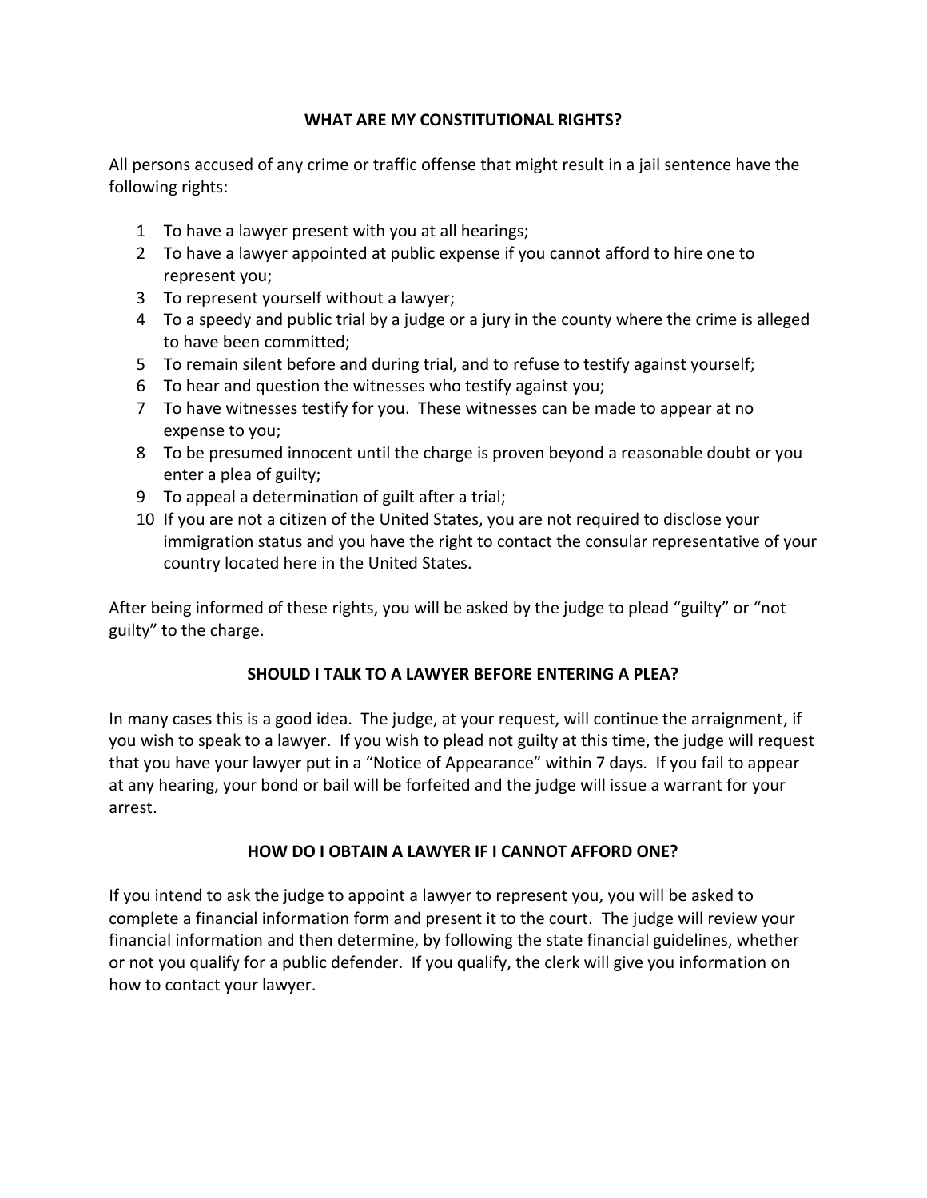## WHAT ARE MY CONSTITUTIONAL RIGHTS?

All persons accused of any crime or traffic offense that might result in a jail sentence have the following rights:

1. To have a lawyer present with you at all hearings;
2. To have a lawyer appointed at public expense if you cannot afford to hire one to represent you;
3. To represent yourself without a lawyer;
4. To a speedy and public trial by a judge or a jury in the county where the crime is alleged to have been committed;
5. To remain silent before and during trial, and to refuse to testify against yourself;
6. To hear and question the witnesses who testify against you;
7. To have witnesses testify for you. These witnesses can be made to appear at no expense to you;
8. To be presumed innocent until the charge is proven beyond a reasonable doubt or you enter a plea of guilty;
9. To appeal a determination of guilt after a trial;
10. If you are not a citizen of the United States, you are not required to disclose your immigration status and you have the right to contact the consular representative of your country located here in the United States.

After being informed of these rights, you will be asked by the judge to plead "guilty" or "not guilty" to the charge.

## SHOULD I TALK TO A LAWYER BEFORE ENTERING A PLEA?

In many cases this is a good idea. The judge, at your request, will continue the arraignment, if you wish to speak to a lawyer. If you wish to plead not guilty at this time, the judge will request that you have your lawyer put in a "Notice of Appearance" within 7 days. If you fail to appear at any hearing, your bond or bail will be forfeited and the judge will issue a warrant for your arrest.

## HOW DO I OBTAIN A LAWYER IF I CANNOT AFFORD ONE?

If you intend to ask the judge to appoint a lawyer to represent you, you will be asked to complete a financial information form and present it to the court. The judge will review your financial information and then determine, by following the state financial guidelines, whether or not you qualify for a public defender. If you qualify, the clerk will give you information on how to contact your lawyer.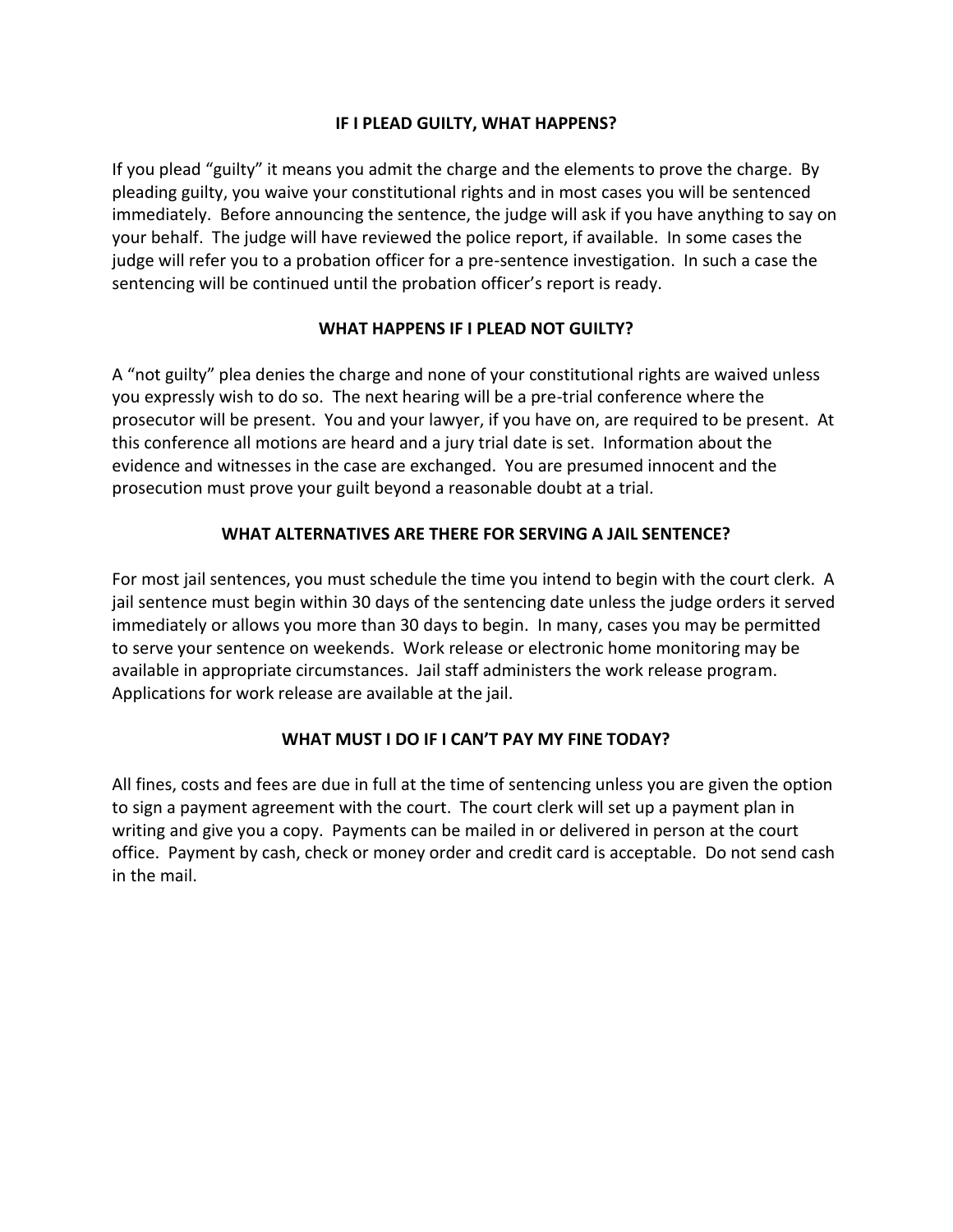## IF I PLEAD GUILTY, WHAT HAPPENS?

If you plead "guilty" it means you admit the charge and the elements to prove the charge. By pleading guilty, you waive your constitutional rights and in most cases you will be sentenced immediately. Before announcing the sentence, the judge will ask if you have anything to say on your behalf. The judge will have reviewed the police report, if available. In some cases the judge will refer you to a probation officer for a pre-sentence investigation. In such a case the sentencing will be continued until the probation officer's report is ready.

## WHAT HAPPENS IF I PLEAD NOT GUILTY?

A "not guilty" plea denies the charge and none of your constitutional rights are waived unless you expressly wish to do so. The next hearing will be a pre-trial conference where the prosecutor will be present. You and your lawyer, if you have on, are required to be present. At this conference all motions are heard and a jury trial date is set. Information about the evidence and witnesses in the case are exchanged. You are presumed innocent and the prosecution must prove your guilt beyond a reasonable doubt at a trial.

## WHAT ALTERNATIVES ARE THERE FOR SERVING A JAIL SENTENCE?

For most jail sentences, you must schedule the time you intend to begin with the court clerk. A jail sentence must begin within 30 days of the sentencing date unless the judge orders it served immediately or allows you more than 30 days to begin. In many, cases you may be permitted to serve your sentence on weekends. Work release or electronic home monitoring may be available in appropriate circumstances. Jail staff administers the work release program. Applications for work release are available at the jail.

## WHAT MUST I DO IF I CAN'T PAY MY FINE TODAY?

All fines, costs and fees are due in full at the time of sentencing unless you are given the option to sign a payment agreement with the court. The court clerk will set up a payment plan in writing and give you a copy. Payments can be mailed in or delivered in person at the court office. Payment by cash, check or money order and credit card is acceptable. Do not send cash in the mail.